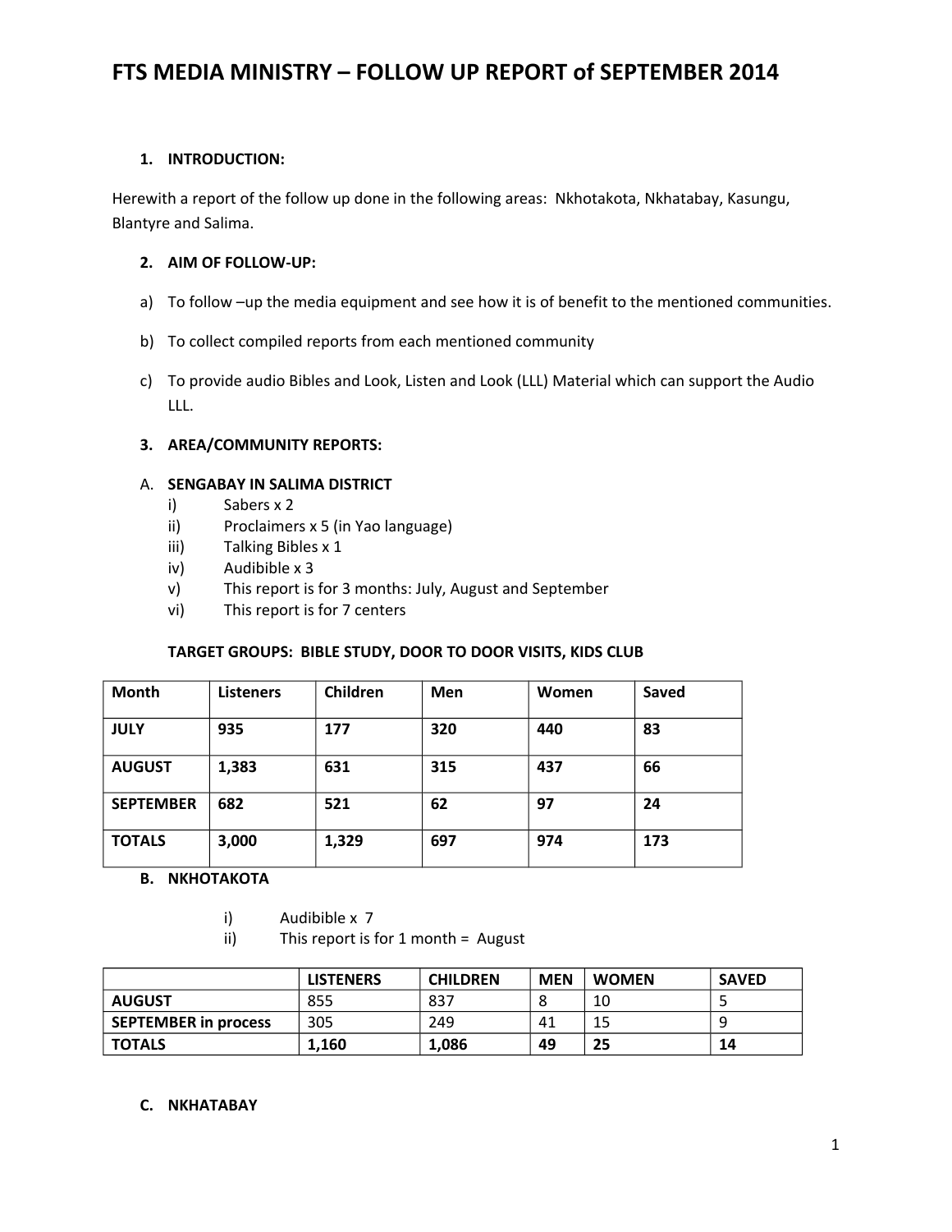# FTS MEDIA MINISTRY – FOLLOW UP REPORT of SEPTEMBER 2014

## 1. INTRODUCTION:

Herewith a report of the follow up done in the following areas: Nkhotakota, Nkhatabay, Kasungu, Blantyre and Salima.

## 2. AIM OF FOLLOW-UP:

a) To follow –up the media equipment and see how it is of benefit to the mentioned communities.

b) To collect compiled reports from each mentioned community

c) To provide audio Bibles and Look, Listen and Look (LLL) Material which can support the Audio LLL.

## 3. AREA/COMMUNITY REPORTS:

### A. SENGABAY IN SALIMA DISTRICT

i) Sabers x 2
ii) Proclaimers x 5 (in Yao language)
iii) Talking Bibles x 1
iv) Audibible x 3
v) This report is for 3 months: July, August and September
vi) This report is for 7 centers

**TARGET GROUPS: BIBLE STUDY, DOOR TO DOOR VISITS, KIDS CLUB**

| Month | Listeners | Children | Men | Women | Saved |
|---|---|---|---|---|---|
| **JULY** | **935** | **177** | **320** | **440** | **83** |
| **AUGUST** | **1,383** | **631** | **315** | **437** | **66** |
| **SEPTEMBER** | **682** | **521** | **62** | **97** | **24** |
| **TOTALS** | **3,000** | **1,329** | **697** | **974** | **173** |

### B. NKHOTAKOTA

i) Audibible x 7
ii) This report is for 1 month = August

| | LISTENERS | CHILDREN | MEN | WOMEN | SAVED |
|---|---|---|---|---|---|
| **AUGUST** | 855 | 837 | 8 | 10 | 5 |
| **SEPTEMBER in process** | 305 | 249 | 41 | 15 | 9 |
| **TOTALS** | **1,160** | **1,086** | **49** | **25** | **14** |

### C. NKHATABAY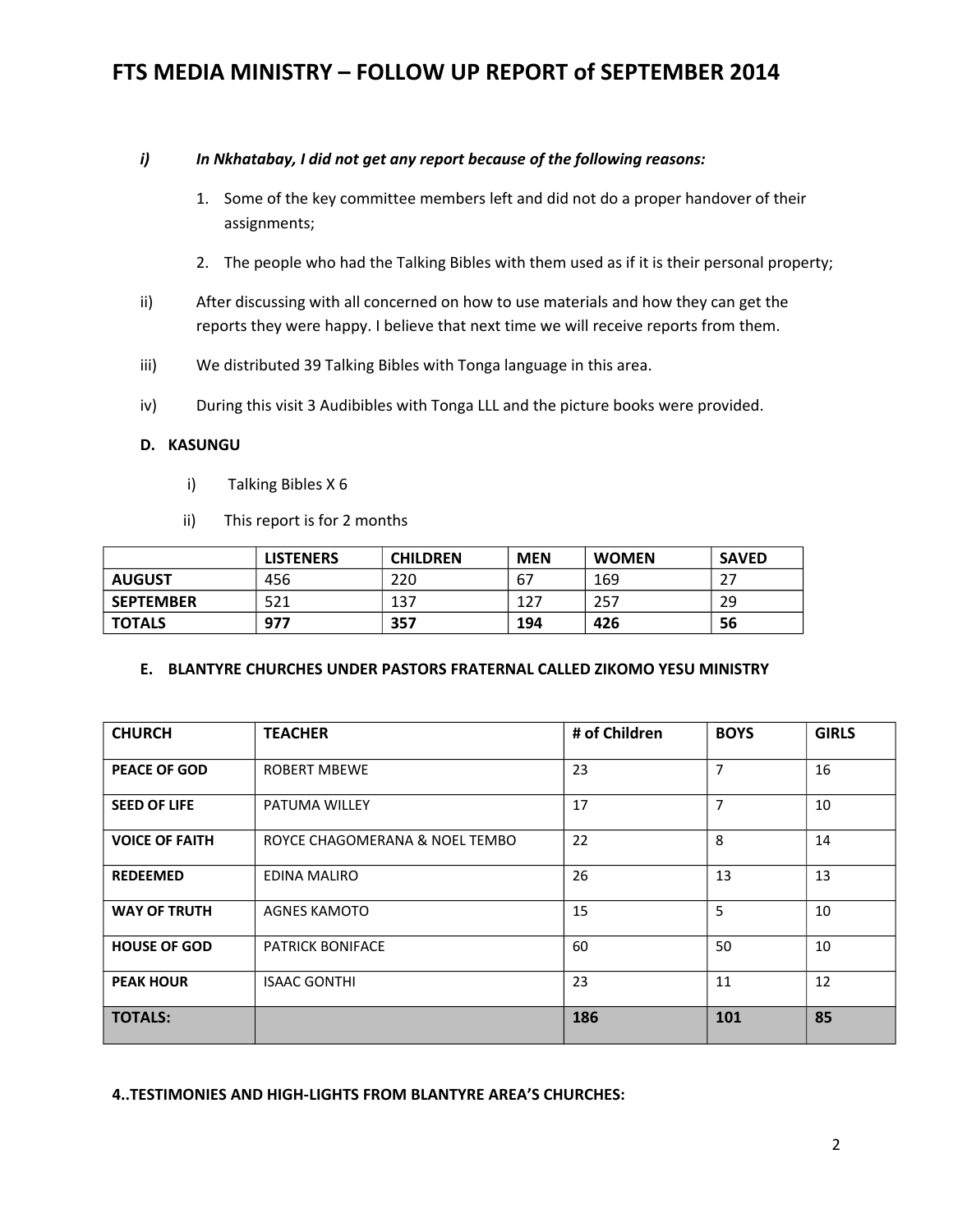# FTS MEDIA MINISTRY – FOLLOW UP REPORT of SEPTEMBER 2014

i) ***In Nkhatabay, I did not get any report because of the following reasons:***

1. Some of the key committee members left and did not do a proper handover of their assignments;
2. The people who had the Talking Bibles with them used as if it is their personal property;

ii) After discussing with all concerned on how to use materials and how they can get the reports they were happy. I believe that next time we will receive reports from them.

iii) We distributed 39 Talking Bibles with Tonga language in this area.

iv) During this visit 3 Audibibles with Tonga LLL and the picture books were provided.

**D. KASUNGU**

i) Talking Bibles X 6

ii) This report is for 2 months

| | LISTENERS | CHILDREN | MEN | WOMEN | SAVED |
|---|---|---|---|---|---|
| **AUGUST** | 456 | 220 | 67 | 169 | 27 |
| **SEPTEMBER** | 521 | 137 | 127 | 257 | 29 |
| **TOTALS** | **977** | **357** | **194** | **426** | **56** |

**E. BLANTYRE CHURCHES UNDER PASTORS FRATERNAL CALLED ZIKOMO YESU MINISTRY**

| CHURCH | TEACHER | # of Children | BOYS | GIRLS |
|---|---|---|---|---|
| **PEACE OF GOD** | ROBERT MBEWE | 23 | 7 | 16 |
| **SEED OF LIFE** | PATUMA WILLEY | 17 | 7 | 10 |
| **VOICE OF FAITH** | ROYCE CHAGOMERANA & NOEL TEMBO | 22 | 8 | 14 |
| **REDEEMED** | EDINA MALIRO | 26 | 13 | 13 |
| **WAY OF TRUTH** | AGNES KAMOTO | 15 | 5 | 10 |
| **HOUSE OF GOD** | PATRICK BONIFACE | 60 | 50 | 10 |
| **PEAK HOUR** | ISAAC GONTHI | 23 | 11 | 12 |
| **TOTALS:** | | **186** | **101** | **85** |

**4..TESTIMONIES AND HIGH-LIGHTS FROM BLANTYRE AREA'S CHURCHES:**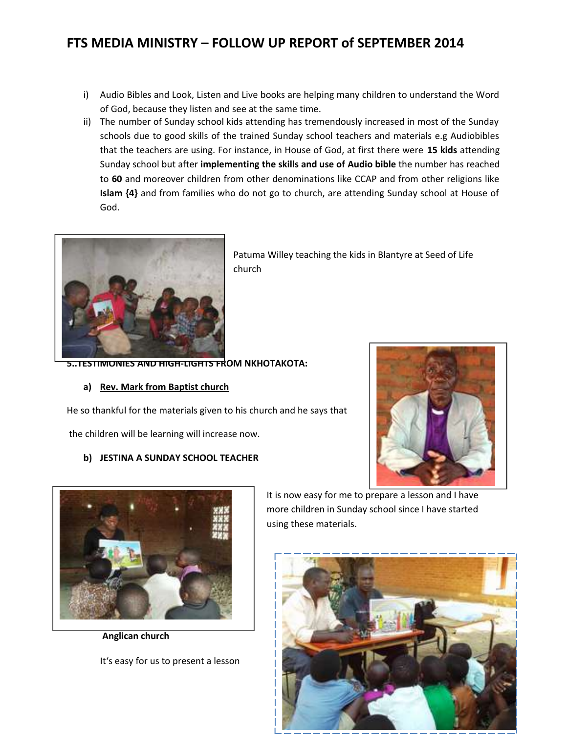# FTS MEDIA MINISTRY – FOLLOW UP REPORT of SEPTEMBER 2014

i) Audio Bibles and Look, Listen and Live books are helping many children to understand the Word of God, because they listen and see at the same time.

ii) The number of Sunday school kids attending has tremendously increased in most of the Sunday schools due to good skills of the trained Sunday school teachers and materials e.g Audiobibles that the teachers are using. For instance, in House of God, at first there were **15 kids** attending Sunday school but after **implementing the skills and use of Audio bible** the number has reached to **60** and moreover children from other denominations like CCAP and from other religions like **Islam {4}** and from families who do not go to church, are attending Sunday school at House of God.

Patuma Willey teaching the kids in Blantyre at Seed of Life church

**5..TESTIMONIES AND HIGH-LIGHTS FROM NKHOTAKOTA:**

**a) <u>Rev. Mark from Baptist church</u>**

He so thankful for the materials given to his church and he says that the children will be learning will increase now.

**b) JESTINA A SUNDAY SCHOOL TEACHER**

It is now easy for me to prepare a lesson and I have more children in Sunday school since I have started using these materials.

**Anglican church**

It's easy for us to present a lesson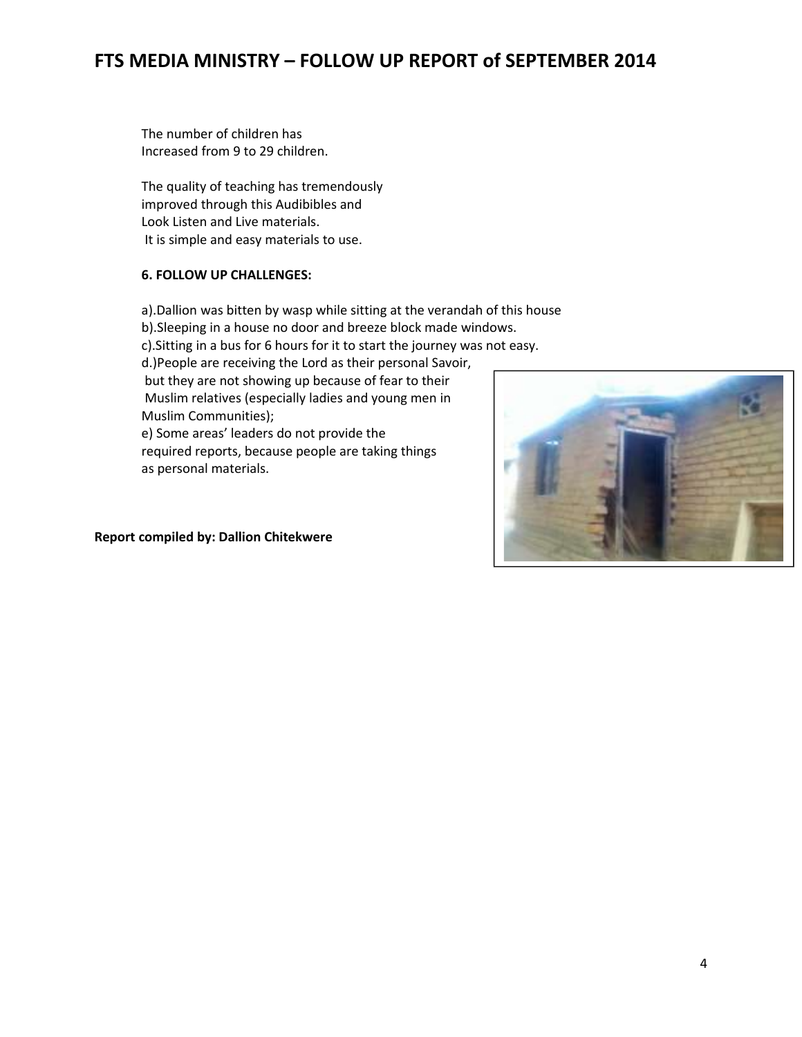The number of children has
Increased from 9 to 29 children.

The quality of teaching has tremendously
improved through this Audibibles and
Look Listen and Live materials.
It is simple and easy materials to use.

**6. FOLLOW UP CHALLENGES:**

a).Dallion was bitten by wasp while sitting at the verandah of this house
b).Sleeping in a house no door and breeze block made windows.
c).Sitting in a bus for 6 hours for it to start the journey was not easy.
d.)People are receiving the Lord as their personal Savoir,
but they are not showing up because of fear to their
Muslim relatives (especially ladies and young men in
Muslim Communities);
e) Some areas' leaders do not provide the
required reports, because people are taking things
as personal materials.

**Report compiled by: Dallion Chitekwere**